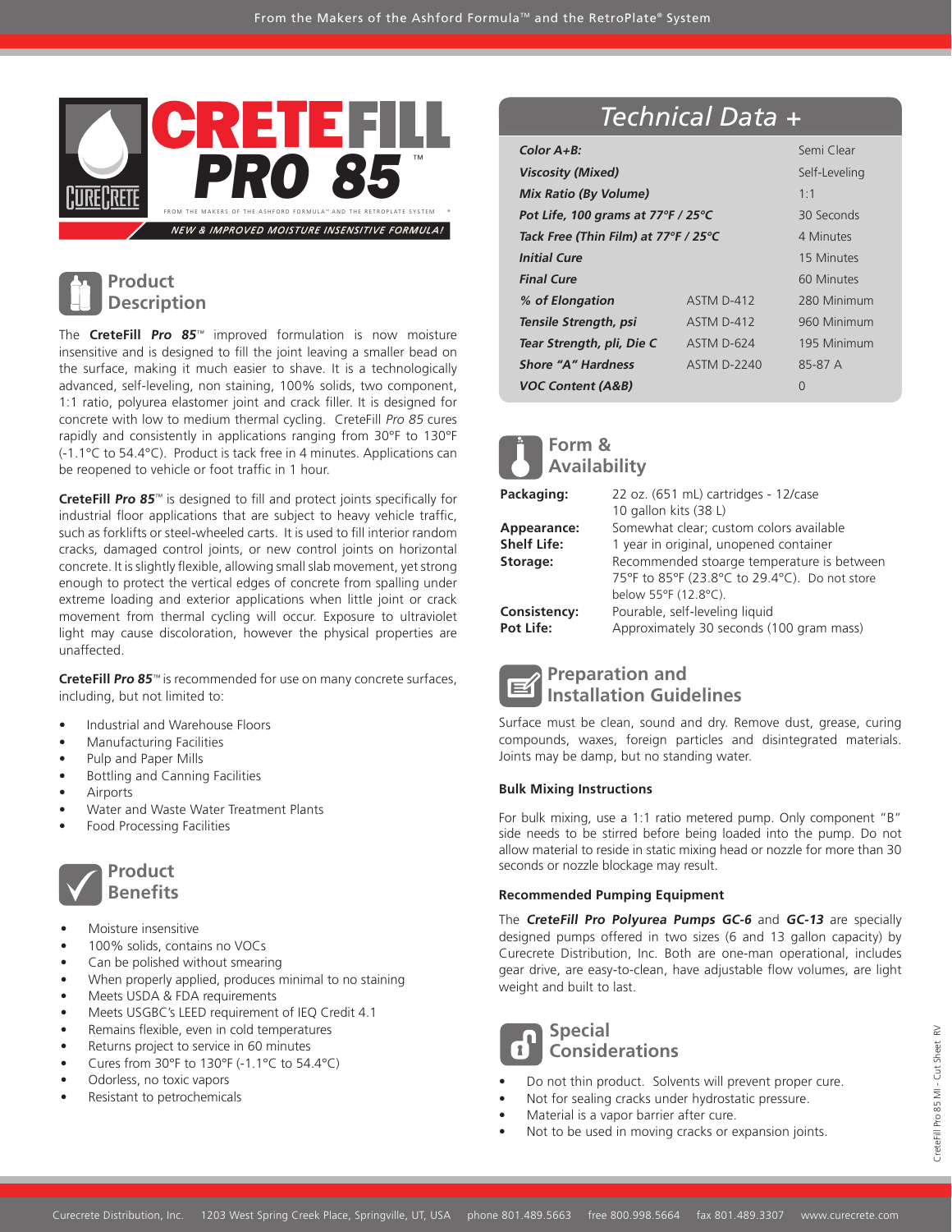# CRETEFILL PRO 85™

FROM THE MAKERS OF THE ASHFORD FORMULA™ AND THE RETROPLATE SYSTEM®

*NEW & IMPROVED MOISTURE INSENSITIVE FORMULA!*

## Product Description

The **CreteFill *Pro 85***™ improved formulation is now moisture insensitive and is designed to fill the joint leaving a smaller bead on the surface, making it much easier to shave. It is a technologically advanced, self-leveling, non staining, 100% solids, two component, 1:1 ratio, polyurea elastomer joint and crack filler. It is designed for concrete with low to medium thermal cycling. CreteFill *Pro 85* cures rapidly and consistently in applications ranging from 30°F to 130°F (-1.1°C to 54.4°C). Product is tack free in 4 minutes. Applications can be reopened to vehicle or foot traffic in 1 hour.

**CreteFill *Pro 85***™ is designed to fill and protect joints specifically for industrial floor applications that are subject to heavy vehicle traffic, such as forklifts or steel-wheeled carts. It is used to fill interior random cracks, damaged control joints, or new control joints on horizontal concrete. It is slightly flexible, allowing small slab movement, yet strong enough to protect the vertical edges of concrete from spalling under extreme loading and exterior applications when little joint or crack movement from thermal cycling will occur. Exposure to ultraviolet light may cause discoloration, however the physical properties are unaffected.

**CreteFill *Pro 85***™ is recommended for use on many concrete surfaces, including, but not limited to:

- Industrial and Warehouse Floors
- Manufacturing Facilities
- Pulp and Paper Mills
- Bottling and Canning Facilities
- Airports
- Water and Waste Water Treatment Plants
- Food Processing Facilities

## Product Benefits

- Moisture insensitive
- 100% solids, contains no VOCs
- Can be polished without smearing
- When properly applied, produces minimal to no staining
- Meets USDA & FDA requirements
- Meets USGBC's LEED requirement of IEQ Credit 4.1
- Remains flexible, even in cold temperatures
- Returns project to service in 60 minutes
- Cures from 30°F to 130°F (-1.1°C to 54.4°C)
- Odorless, no toxic vapors
- Resistant to petrochemicals

## Technical Data +

| | | |
|---|---|---|
| *Color A+B:* | | Semi Clear |
| *Viscosity (Mixed)* | | Self-Leveling |
| *Mix Ratio (By Volume)* | | 1:1 |
| *Pot Life, 100 grams at 77°F / 25°C* | | 30 Seconds |
| *Tack Free (Thin Film) at 77°F / 25°C* | | 4 Minutes |
| *Initial Cure* | | 15 Minutes |
| *Final Cure* | | 60 Minutes |
| *% of Elongation* | ASTM D-412 | 280 Minimum |
| *Tensile Strength, psi* | ASTM D-412 | 960 Minimum |
| *Tear Strength, pli, Die C* | ASTM D-624 | 195 Minimum |
| *Shore "A" Hardness* | ASTM D-2240 | 85-87 A |
| *VOC Content (A&B)* | | 0 |

## Form & Availability

**Packaging:** 22 oz. (651 mL) cartridges - 12/case
10 gallon kits (38 L)

**Appearance:** Somewhat clear; custom colors available

**Shelf Life:** 1 year in original, unopened container

**Storage:** Recommended stoarge temperature is between 75°F to 85°F (23.8°C to 29.4°C). Do not store below 55°F (12.8°C).

**Consistency:** Pourable, self-leveling liquid

**Pot Life:** Approximately 30 seconds (100 gram mass)

## Preparation and Installation Guidelines

Surface must be clean, sound and dry. Remove dust, grease, curing compounds, waxes, foreign particles and disintegrated materials. Joints may be damp, but no standing water.

### Bulk Mixing Instructions

For bulk mixing, use a 1:1 ratio metered pump. Only component "B" side needs to be stirred before being loaded into the pump. Do not allow material to reside in static mixing head or nozzle for more than 30 seconds or nozzle blockage may result.

### Recommended Pumping Equipment

The ***CreteFill Pro Polyurea Pumps GC-6*** and ***GC-13*** are specially designed pumps offered in two sizes (6 and 13 gallon capacity) by Curecrete Distribution, Inc. Both are one-man operational, includes gear drive, are easy-to-clean, have adjustable flow volumes, are light weight and built to last.

## Special Considerations

- Do not thin product. Solvents will prevent proper cure.
- Not for sealing cracks under hydrostatic pressure.
- Material is a vapor barrier after cure.
- Not to be used in moving cracks or expansion joints.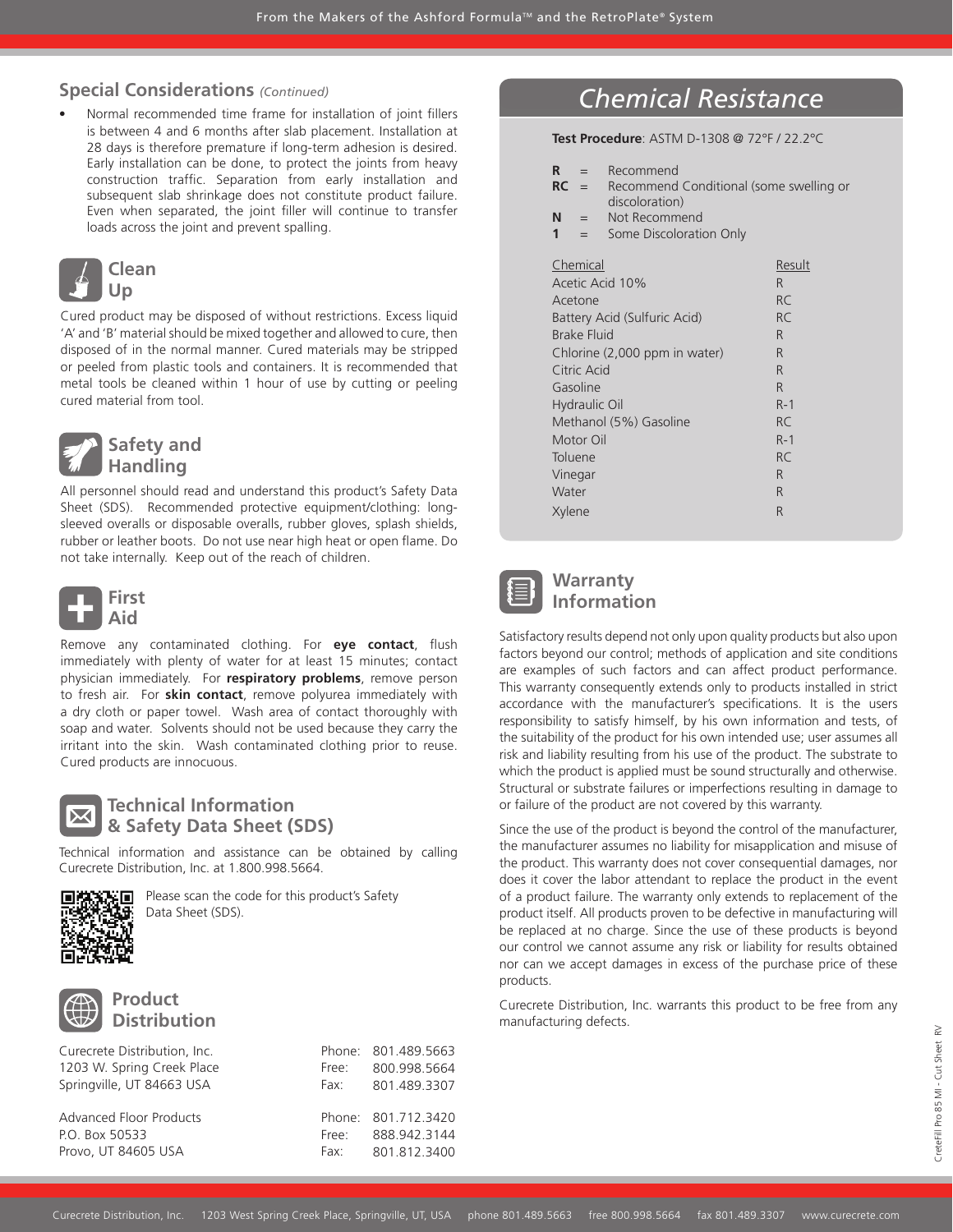## Special Considerations *(Continued)*

- Normal recommended time frame for installation of joint fillers is between 4 and 6 months after slab placement. Installation at 28 days is therefore premature if long-term adhesion is desired. Early installation can be done, to protect the joints from heavy construction traffic. Separation from early installation and subsequent slab shrinkage does not constitute product failure. Even when separated, the joint filler will continue to transfer loads across the joint and prevent spalling.

## Clean Up

Cured product may be disposed of without restrictions. Excess liquid 'A' and 'B' material should be mixed together and allowed to cure, then disposed of in the normal manner. Cured materials may be stripped or peeled from plastic tools and containers. It is recommended that metal tools be cleaned within 1 hour of use by cutting or peeling cured material from tool.

## Safety and Handling

All personnel should read and understand this product's Safety Data Sheet (SDS). Recommended protective equipment/clothing: long-sleeved overalls or disposable overalls, rubber gloves, splash shields, rubber or leather boots. Do not use near high heat or open flame. Do not take internally. Keep out of the reach of children.

## First Aid

Remove any contaminated clothing. For **eye contact**, flush immediately with plenty of water for at least 15 minutes; contact physician immediately. For **respiratory problems**, remove person to fresh air. For **skin contact**, remove polyurea immediately with a dry cloth or paper towel. Wash area of contact thoroughly with soap and water. Solvents should not be used because they carry the irritant into the skin. Wash contaminated clothing prior to reuse. Cured products are innocuous.

## Technical Information & Safety Data Sheet (SDS)

Technical information and assistance can be obtained by calling Curecrete Distribution, Inc. at 1.800.998.5664.

Please scan the code for this product's Safety Data Sheet (SDS).

## Product Distribution

Curecrete Distribution, Inc.
1203 W. Spring Creek Place
Springville, UT 84663 USA

Phone: 801.489.5663
Free: 800.998.5664
Fax: 801.489.3307

Advanced Floor Products
P.O. Box 50533
Provo, UT 84605 USA

Phone: 801.712.3420
Free: 888.942.3144
Fax: 801.812.3400

## Chemical Resistance

**Test Procedure**: ASTM D-1308 @ 72°F / 22.2°C

**R** = Recommend
**RC** = Recommend Conditional (some swelling or discoloration)
**N** = Not Recommend
**1** = Some Discoloration Only

| Chemical | Result |
|---|---|
| Acetic Acid 10% | R |
| Acetone | RC |
| Battery Acid (Sulfuric Acid) | RC |
| Brake Fluid | R |
| Chlorine (2,000 ppm in water) | R |
| Citric Acid | R |
| Gasoline | R |
| Hydraulic Oil | R-1 |
| Methanol (5%) Gasoline | RC |
| Motor Oil | R-1 |
| Toluene | RC |
| Vinegar | R |
| Water | R |
| Xylene | R |

## Warranty Information

Satisfactory results depend not only upon quality products but also upon factors beyond our control; methods of application and site conditions are examples of such factors and can affect product performance. This warranty consequently extends only to products installed in strict accordance with the manufacturer's specifications. It is the users responsibility to satisfy himself, by his own information and tests, of the suitability of the product for his own intended use; user assumes all risk and liability resulting from his use of the product. The substrate to which the product is applied must be sound structurally and otherwise. Structural or substrate failures or imperfections resulting in damage to or failure of the product are not covered by this warranty.

Since the use of the product is beyond the control of the manufacturer, the manufacturer assumes no liability for misapplication and misuse of the product. This warranty does not cover consequential damages, nor does it cover the labor attendant to replace the product in the event of a product failure. The warranty only extends to replacement of the product itself. All products proven to be defective in manufacturing will be replaced at no charge. Since the use of these products is beyond our control we cannot assume any risk or liability for results obtained nor can we accept damages in excess of the purchase price of these products.

Curecrete Distribution, Inc. warrants this product to be free from any manufacturing defects.

CreteFill Pro 85 MI - Cut Sheet RV